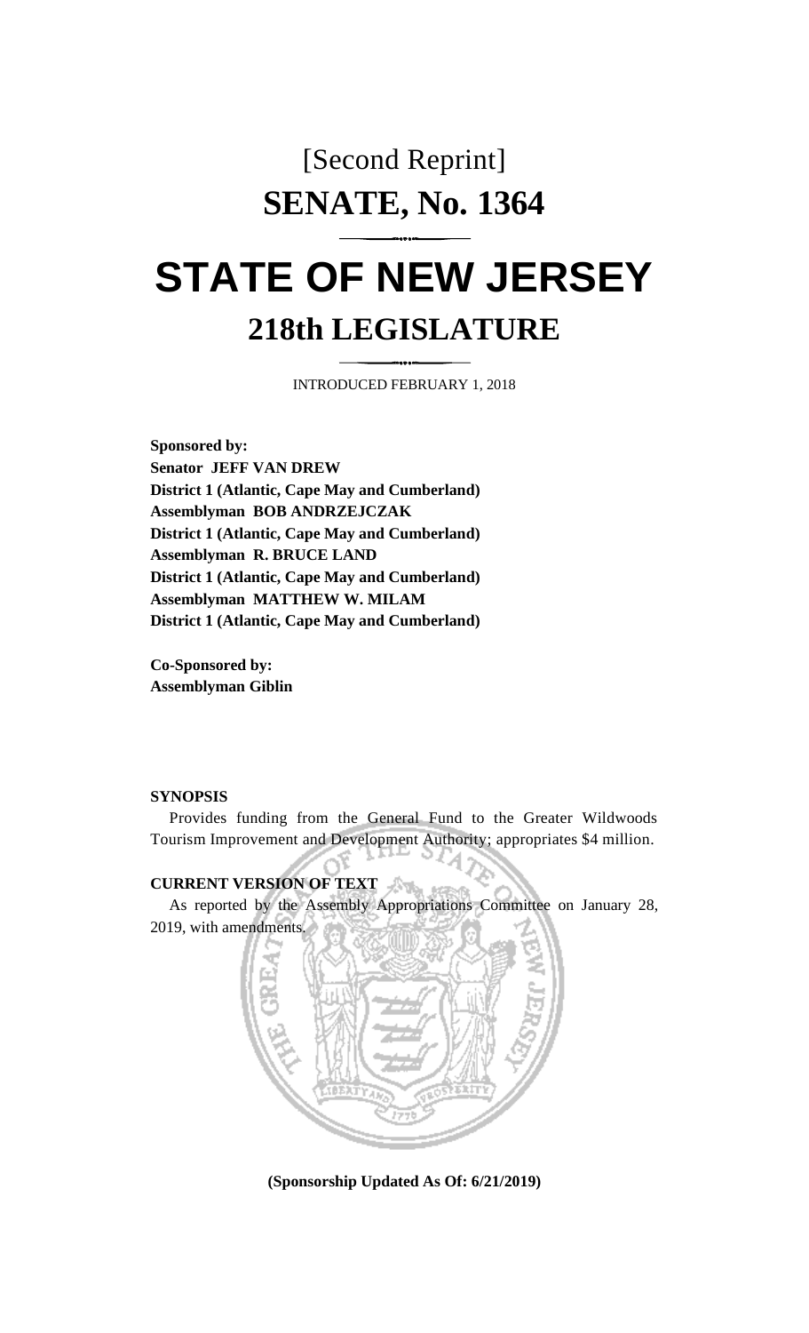# [Second Reprint]

# SENATE, No. 1364

# STATE OF NEW JERSEY

## 218th LEGISLATURE

INTRODUCED FEBRUARY 1, 2018

**Sponsored by:**
**Senator JEFF VAN DREW**
**District 1 (Atlantic, Cape May and Cumberland)**
**Assemblyman BOB ANDRZEJCZAK**
**District 1 (Atlantic, Cape May and Cumberland)**
**Assemblyman R. BRUCE LAND**
**District 1 (Atlantic, Cape May and Cumberland)**
**Assemblyman MATTHEW W. MILAM**
**District 1 (Atlantic, Cape May and Cumberland)**

**Co-Sponsored by:**
**Assemblyman Giblin**

**SYNOPSIS**

Provides funding from the General Fund to the Greater Wildwoods Tourism Improvement and Development Authority; appropriates $4 million.

**CURRENT VERSION OF TEXT**

As reported by the Assembly Appropriations Committee on January 28, 2019, with amendments.

**(Sponsorship Updated As Of: 6/21/2019)**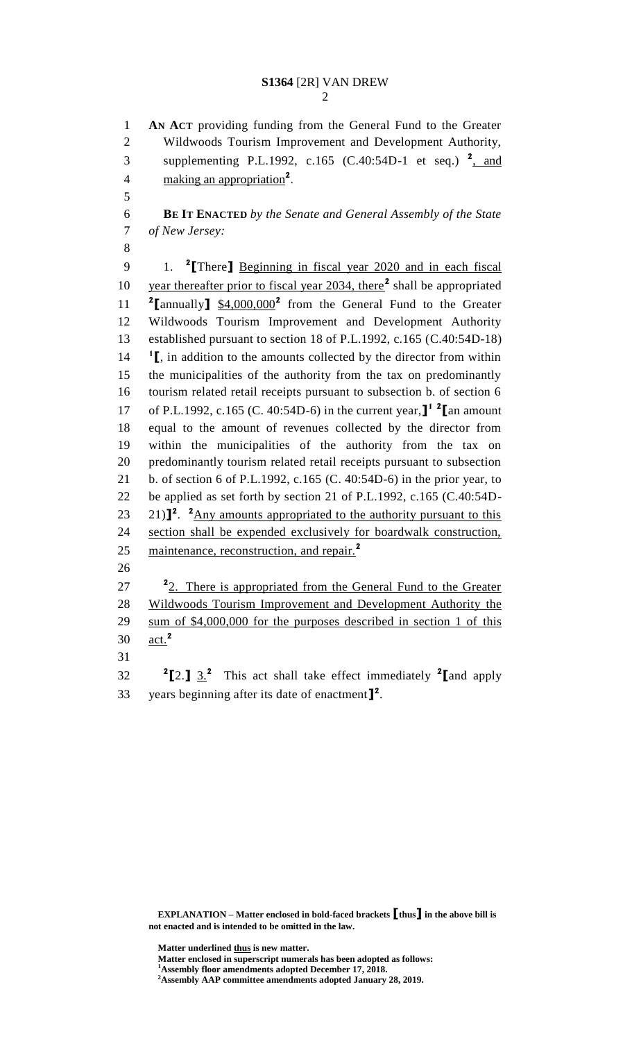AN ACT providing funding from the General Fund to the Greater Wildwoods Tourism Improvement and Development Authority, supplementing P.L.1992, c.165 (C.40:54D-1 et seq.) [2], and making an appropriation[2].

**BE IT ENACTED** *by the Senate and General Assembly of the State of New Jersey:*

1. [2]**[**There**]** Beginning in fiscal year 2020 and in each fiscal year thereafter prior to fiscal year 2034, there[2] shall be appropriated [2]**[**annually**]** $4,000,000[2] from the General Fund to the Greater Wildwoods Tourism Improvement and Development Authority established pursuant to section 18 of P.L.1992, c.165 (C.40:54D-18) [1]**[**, in addition to the amounts collected by the director from within the municipalities of the authority from the tax on predominantly tourism related retail receipts pursuant to subsection b. of section 6 of P.L.1992, c.165 (C. 40:54D-6) in the current year,**]**[1] [2]**[**an amount equal to the amount of revenues collected by the director from within the municipalities of the authority from the tax on predominantly tourism related retail receipts pursuant to subsection b. of section 6 of P.L.1992, c.165 (C. 40:54D-6) in the prior year, to be applied as set forth by section 21 of P.L.1992, c.165 (C.40:54D-21)**]**[2]. [2]Any amounts appropriated to the authority pursuant to this section shall be expended exclusively for boardwalk construction, maintenance, reconstruction, and repair.[2]

[2]2. There is appropriated from the General Fund to the Greater Wildwoods Tourism Improvement and Development Authority the sum of $4,000,000 for the purposes described in section 1 of this act.[2]

[2]**[**2.**]** 3.[2] This act shall take effect immediately [2]**[**and apply years beginning after its date of enactment**]**[2].

**EXPLANATION – Matter enclosed in bold-faced brackets [thus] in the above bill is not enacted and is intended to be omitted in the law.**

**Matter underlined thus is new matter.**
**Matter enclosed in superscript numerals has been adopted as follows:**
**[1]Assembly floor amendments adopted December 17, 2018.**
**[2]Assembly AAP committee amendments adopted January 28, 2019.**